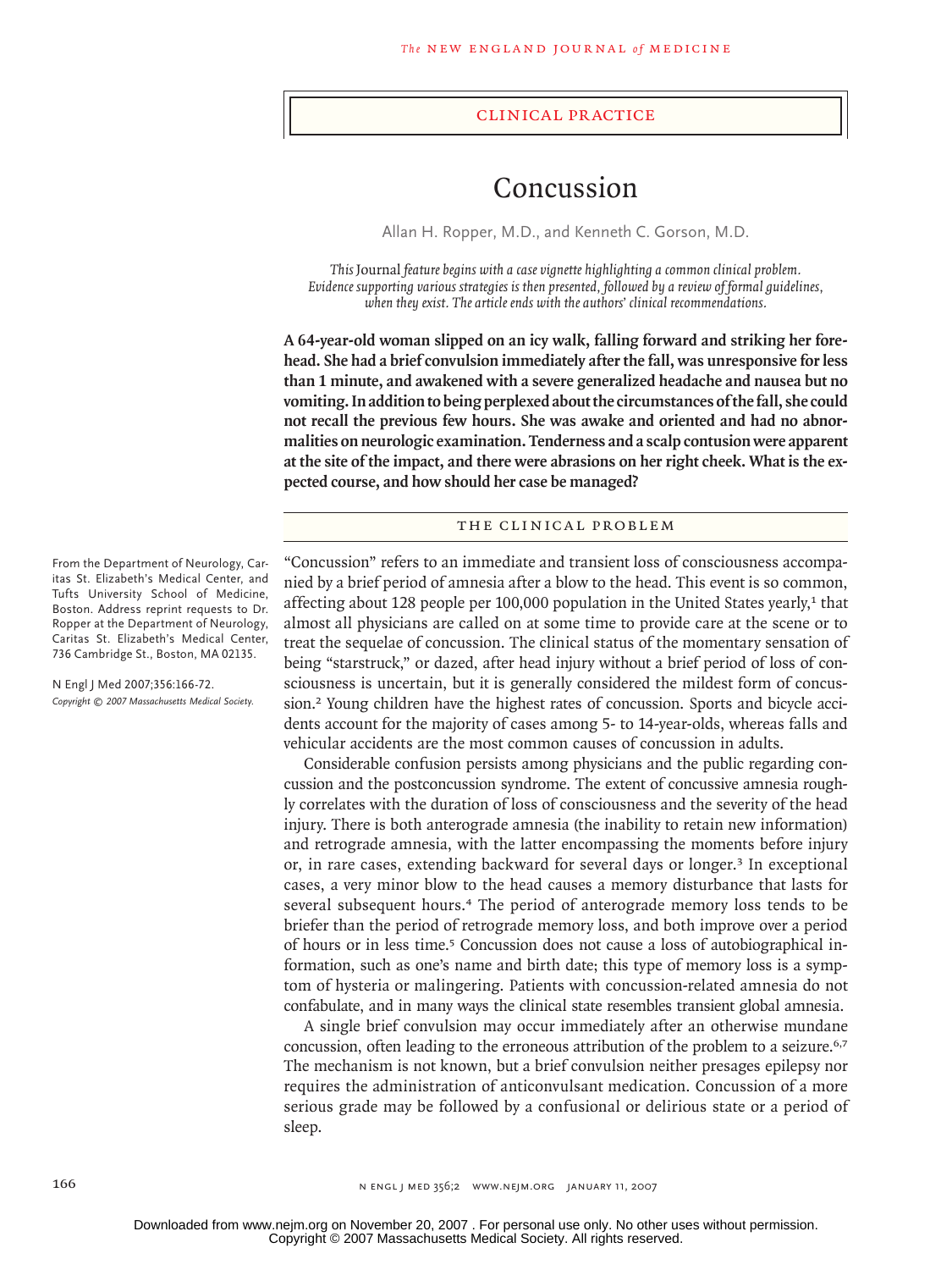## Clinical Practice

# Concussion

Allan H. Ropper, M.D., and Kenneth C. Gorson, M.D.

*This* Journal *feature begins with a case vignette highlighting a common clinical problem. Evidence supporting various strategies is then presented, followed by a review of formal guidelines, when they exist. The article ends with the authors' clinical recommendations.*

**A 64-year-old woman slipped on an icy walk, falling forward and striking her forehead. She had a brief convulsion immediately after the fall, was unresponsive for less than 1 minute, and awakened with a severe generalized headache and nausea but no vomiting. In addition to being perplexed about the circumstances of the fall, she could not recall the previous few hours. She was awake and oriented and had no abnormalities on neurologic examination. Tenderness and a scalp contusion were apparent at the site of the impact, and there were abrasions on her right cheek. What is the expected course, and how should her case be managed?**

## The Clinical Problem

"Concussion" refers to an immediate and transient loss of consciousness accompanied by a brief period of amnesia after a blow to the head. This event is so common, affecting about 128 people per 100,000 population in the United States yearly,[1] that almost all physicians are called on at some time to provide care at the scene or to treat the sequelae of concussion. The clinical status of the momentary sensation of being "starstruck," or dazed, after head injury without a brief period of loss of consciousness is uncertain, but it is generally considered the mildest form of concussion.[2] Young children have the highest rates of concussion. Sports and bicycle accidents account for the majority of cases among 5- to 14-year-olds, whereas falls and vehicular accidents are the most common causes of concussion in adults.

Considerable confusion persists among physicians and the public regarding concussion and the postconcussion syndrome. The extent of concussive amnesia roughly correlates with the duration of loss of consciousness and the severity of the head injury. There is both anterograde amnesia (the inability to retain new information) and retrograde amnesia, with the latter encompassing the moments before injury or, in rare cases, extending backward for several days or longer.[3] In exceptional cases, a very minor blow to the head causes a memory disturbance that lasts for several subsequent hours.[4] The period of anterograde memory loss tends to be briefer than the period of retrograde memory loss, and both improve over a period of hours or in less time.[5] Concussion does not cause a loss of autobiographical information, such as one's name and birth date; this type of memory loss is a symptom of hysteria or malingering. Patients with concussion-related amnesia do not confabulate, and in many ways the clinical state resembles transient global amnesia.

A single brief convulsion may occur immediately after an otherwise mundane concussion, often leading to the erroneous attribution of the problem to a seizure.[6,7] The mechanism is not known, but a brief convulsion neither presages epilepsy nor requires the administration of anticonvulsant medication. Concussion of a more serious grade may be followed by a confusional or delirious state or a period of sleep.

From the Department of Neurology, Caritas St. Elizabeth's Medical Center, and Tufts University School of Medicine, Boston. Address reprint requests to Dr. Ropper at the Department of Neurology, Caritas St. Elizabeth's Medical Center, 736 Cambridge St., Boston, MA 02135.

N Engl J Med 2007;356:166-72.
*Copyright © 2007 Massachusetts Medical Society.*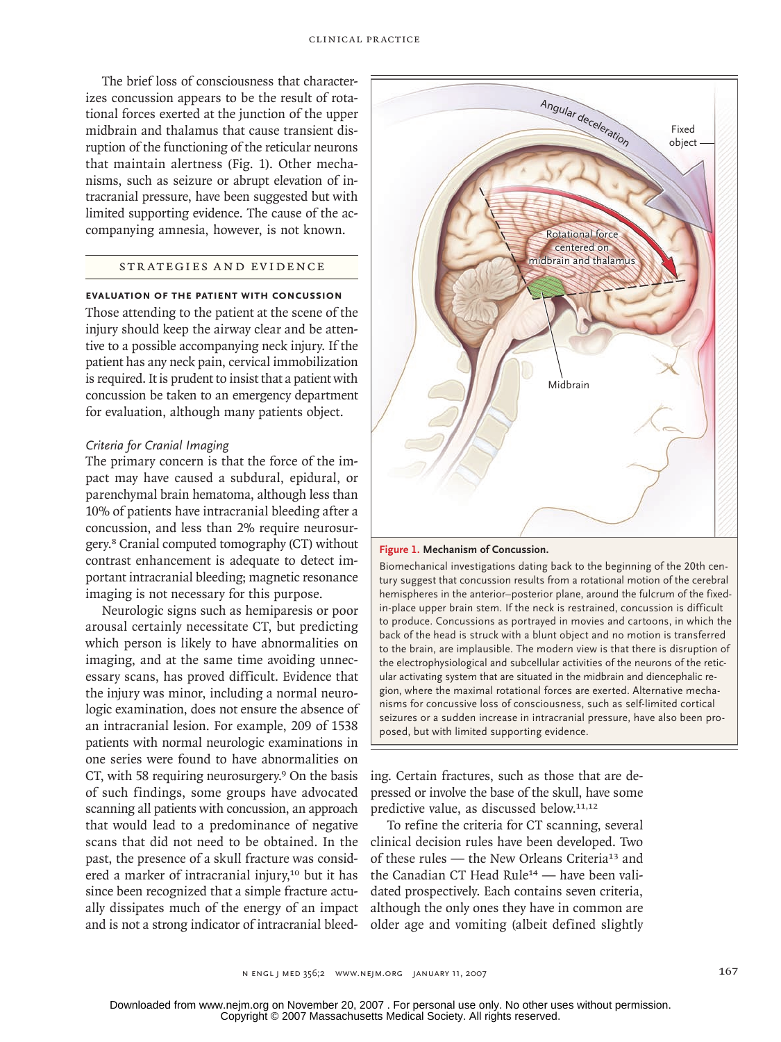The brief loss of consciousness that characterizes concussion appears to be the result of rotational forces exerted at the junction of the upper midbrain and thalamus that cause transient disruption of the functioning of the reticular neurons that maintain alertness (Fig. 1). Other mechanisms, such as seizure or abrupt elevation of intracranial pressure, have been suggested but with limited supporting evidence. The cause of the accompanying amnesia, however, is not known.

## STRATEGIES AND EVIDENCE

### EVALUATION OF THE PATIENT WITH CONCUSSION

Those attending to the patient at the scene of the injury should keep the airway clear and be attentive to a possible accompanying neck injury. If the patient has any neck pain, cervical immobilization is required. It is prudent to insist that a patient with concussion be taken to an emergency department for evaluation, although many patients object.

#### *Criteria for Cranial Imaging*

The primary concern is that the force of the impact may have caused a subdural, epidural, or parenchymal brain hematoma, although less than 10% of patients have intracranial bleeding after a concussion, and less than 2% require neurosurgery.[8] Cranial computed tomography (CT) without contrast enhancement is adequate to detect important intracranial bleeding; magnetic resonance imaging is not necessary for this purpose.

Neurologic signs such as hemiparesis or poor arousal certainly necessitate CT, but predicting which person is likely to have abnormalities on imaging, and at the same time avoiding unnecessary scans, has proved difficult. Evidence that the injury was minor, including a normal neurologic examination, does not ensure the absence of an intracranial lesion. For example, 209 of 1538 patients with normal neurologic examinations in one series were found to have abnormalities on CT, with 58 requiring neurosurgery.[9] On the basis of such findings, some groups have advocated scanning all patients with concussion, an approach that would lead to a predominance of negative scans that did not need to be obtained. In the past, the presence of a skull fracture was considered a marker of intracranial injury,[10] but it has since been recognized that a simple fracture actually dissipates much of the energy of an impact and is not a strong indicator of intracranial bleeding. Certain fractures, such as those that are depressed or involve the base of the skull, have some predictive value, as discussed below.[11,12]

To refine the criteria for CT scanning, several clinical decision rules have been developed. Two of these rules — the New Orleans Criteria[13] and the Canadian CT Head Rule[14] — have been validated prospectively. Each contains seven criteria, although the only ones they have in common are older age and vomiting (albeit defined slightly

**Figure 1. Mechanism of Concussion.**

Biomechanical investigations dating back to the beginning of the 20th century suggest that concussion results from a rotational motion of the cerebral hemispheres in the anterior–posterior plane, around the fulcrum of the fixed-in-place upper brain stem. If the neck is restrained, concussion is difficult to produce. Concussions as portrayed in movies and cartoons, in which the back of the head is struck with a blunt object and no motion is transferred to the brain, are implausible. The modern view is that there is disruption of the electrophysiological and subcellular activities of the neurons of the reticular activating system that are situated in the midbrain and diencephalic region, where the maximal rotational forces are exerted. Alternative mechanisms for concussive loss of consciousness, such as self-limited cortical seizures or a sudden increase in intracranial pressure, have also been proposed, but with limited supporting evidence.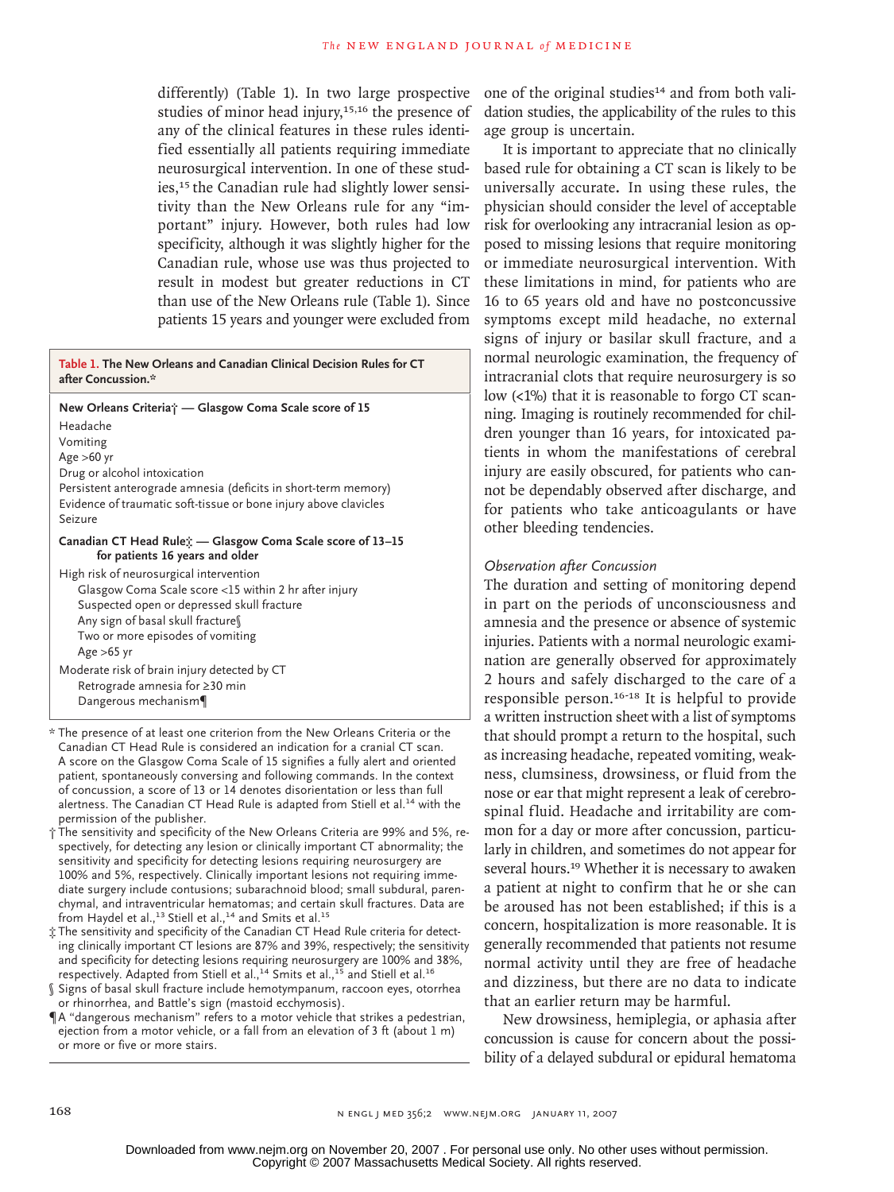differently) (Table 1). In two large prospective studies of minor head injury,[15,16] the presence of any of the clinical features in these rules identified essentially all patients requiring immediate neurosurgical intervention. In one of these studies,[15] the Canadian rule had slightly lower sensitivity than the New Orleans rule for any "important" injury. However, both rules had low specificity, although it was slightly higher for the Canadian rule, whose use was thus projected to result in modest but greater reductions in CT than use of the New Orleans rule (Table 1). Since patients 15 years and younger were excluded from one of the original studies[14] and from both validation studies, the applicability of the rules to this age group is uncertain.

It is important to appreciate that no clinically based rule for obtaining a CT scan is likely to be universally accurate. In using these rules, the physician should consider the level of acceptable risk for overlooking any intracranial lesion as opposed to missing lesions that require monitoring or immediate neurosurgical intervention. With these limitations in mind, for patients who are 16 to 65 years old and have no postconcussive symptoms except mild headache, no external signs of injury or basilar skull fracture, and a normal neurologic examination, the frequency of intracranial clots that require neurosurgery is so low (<1%) that it is reasonable to forgo CT scanning. Imaging is routinely recommended for children younger than 16 years, for intoxicated patients in whom the manifestations of cerebral injury are easily obscured, for patients who cannot be dependably observed after discharge, and for patients who take anticoagulants or have other bleeding tendencies.

**Table 1. The New Orleans and Canadian Clinical Decision Rules for CT after Concussion.***

| |
|---|
| **New Orleans Criteria† — Glasgow Coma Scale score of 15** |
| Headache |
| Vomiting |
| Age >60 yr |
| Drug or alcohol intoxication |
| Persistent anterograde amnesia (deficits in short-term memory) |
| Evidence of traumatic soft-tissue or bone injury above clavicles |
| Seizure |
| **Canadian CT Head Rule‡ — Glasgow Coma Scale score of 13–15 for patients 16 years and older** |
| High risk of neurosurgical intervention |
| Glasgow Coma Scale score <15 within 2 hr after injury |
| Suspected open or depressed skull fracture |
| Any sign of basal skull fracture§ |
| Two or more episodes of vomiting |
| Age >65 yr |
| Moderate risk of brain injury detected by CT |
| Retrograde amnesia for ≥30 min |
| Dangerous mechanism¶ |

\* The presence of at least one criterion from the New Orleans Criteria or the Canadian CT Head Rule is considered an indication for a cranial CT scan. A score on the Glasgow Coma Scale of 15 signifies a fully alert and oriented patient, spontaneously conversing and following commands. In the context of concussion, a score of 13 or 14 denotes disorientation or less than full alertness. The Canadian CT Head Rule is adapted from Stiell et al.[14] with the permission of the publisher.

† The sensitivity and specificity of the New Orleans Criteria are 99% and 5%, respectively, for detecting any lesion or clinically important CT abnormality; the sensitivity and specificity for detecting lesions requiring neurosurgery are 100% and 5%, respectively. Clinically important lesions not requiring immediate surgery include contusions; subarachnoid blood; small subdural, parenchymal, and intraventricular hematomas; and certain skull fractures. Data are from Haydel et al.,[13] Stiell et al.,[14] and Smits et al.[15]

‡ The sensitivity and specificity of the Canadian CT Head Rule criteria for detecting clinically important CT lesions are 87% and 39%, respectively; the sensitivity and specificity for detecting lesions requiring neurosurgery are 100% and 38%, respectively. Adapted from Stiell et al.,[14] Smits et al.,[15] and Stiell et al.[16]

§ Signs of basal skull fracture include hemotympanum, raccoon eyes, otorrhea or rhinorrhea, and Battle's sign (mastoid ecchymosis).

¶ A "dangerous mechanism" refers to a motor vehicle that strikes a pedestrian, ejection from a motor vehicle, or a fall from an elevation of 3 ft (about 1 m) or more or five or more stairs.

### *Observation after Concussion*

The duration and setting of monitoring depend in part on the periods of unconsciousness and amnesia and the presence or absence of systemic injuries. Patients with a normal neurologic examination are generally observed for approximately 2 hours and safely discharged to the care of a responsible person.[16-18] It is helpful to provide a written instruction sheet with a list of symptoms that should prompt a return to the hospital, such as increasing headache, repeated vomiting, weakness, clumsiness, drowsiness, or fluid from the nose or ear that might represent a leak of cerebrospinal fluid. Headache and irritability are common for a day or more after concussion, particularly in children, and sometimes do not appear for several hours.[19] Whether it is necessary to awaken a patient at night to confirm that he or she can be aroused has not been established; if this is a concern, hospitalization is more reasonable. It is generally recommended that patients not resume normal activity until they are free of headache and dizziness, but there are no data to indicate that an earlier return may be harmful.

New drowsiness, hemiplegia, or aphasia after concussion is cause for concern about the possibility of a delayed subdural or epidural hematoma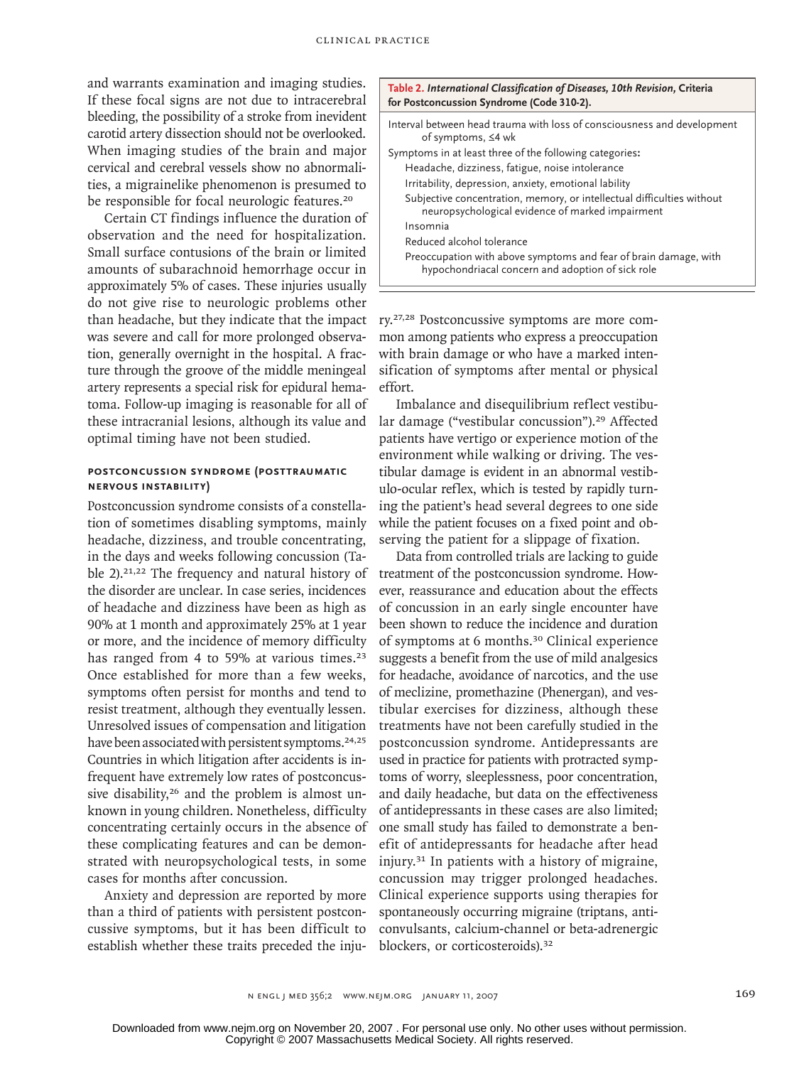and warrants examination and imaging studies. If these focal signs are not due to intracerebral bleeding, the possibility of a stroke from inevident carotid artery dissection should not be overlooked. When imaging studies of the brain and major cervical and cerebral vessels show no abnormalities, a migrainelike phenomenon is presumed to be responsible for focal neurologic features.[20]

Certain CT findings influence the duration of observation and the need for hospitalization. Small surface contusions of the brain or limited amounts of subarachnoid hemorrhage occur in approximately 5% of cases. These injuries usually do not give rise to neurologic problems other than headache, but they indicate that the impact was severe and call for more prolonged observation, generally overnight in the hospital. A fracture through the groove of the middle meningeal artery represents a special risk for epidural hematoma. Follow-up imaging is reasonable for all of these intracranial lesions, although its value and optimal timing have not been studied.

### POSTCONCUSSION SYNDROME (POSTTRAUMATIC NERVOUS INSTABILITY)

Postconcussion syndrome consists of a constellation of sometimes disabling symptoms, mainly headache, dizziness, and trouble concentrating, in the days and weeks following concussion (Table 2).[21,22] The frequency and natural history of the disorder are unclear. In case series, incidences of headache and dizziness have been as high as 90% at 1 month and approximately 25% at 1 year or more, and the incidence of memory difficulty has ranged from 4 to 59% at various times.[23] Once established for more than a few weeks, symptoms often persist for months and tend to resist treatment, although they eventually lessen. Unresolved issues of compensation and litigation have been associated with persistent symptoms.[24,25] Countries in which litigation after accidents is infrequent have extremely low rates of postconcussive disability,[26] and the problem is almost unknown in young children. Nonetheless, difficulty concentrating certainly occurs in the absence of these complicating features and can be demonstrated with neuropsychological tests, in some cases for months after concussion.

Anxiety and depression are reported by more than a third of patients with persistent postconcussive symptoms, but it has been difficult to establish whether these traits preceded the injury.[27,28] Postconcussive symptoms are more common among patients who express a preoccupation with brain damage or who have a marked intensification of symptoms after mental or physical effort.

**Table 2.** ***International Classification of Diseases, 10th Revision,*** **Criteria for Postconcussion Syndrome (Code 310-2).**

| |
|---|
| Interval between head trauma with loss of consciousness and development of symptoms, ≤4 wk |
| Symptoms in at least three of the following categories: |
| Headache, dizziness, fatigue, noise intolerance |
| Irritability, depression, anxiety, emotional lability |
| Subjective concentration, memory, or intellectual difficulties without neuropsychological evidence of marked impairment |
| Insomnia |
| Reduced alcohol tolerance |
| Preoccupation with above symptoms and fear of brain damage, with hypochondriacal concern and adoption of sick role |

Imbalance and disequilibrium reflect vestibular damage ("vestibular concussion").[29] Affected patients have vertigo or experience motion of the environment while walking or driving. The vestibular damage is evident in an abnormal vestibulo-ocular reflex, which is tested by rapidly turning the patient's head several degrees to one side while the patient focuses on a fixed point and observing the patient for a slippage of fixation.

Data from controlled trials are lacking to guide treatment of the postconcussion syndrome. However, reassurance and education about the effects of concussion in an early single encounter have been shown to reduce the incidence and duration of symptoms at 6 months.[30] Clinical experience suggests a benefit from the use of mild analgesics for headache, avoidance of narcotics, and the use of meclizine, promethazine (Phenergan), and vestibular exercises for dizziness, although these treatments have not been carefully studied in the postconcussion syndrome. Antidepressants are used in practice for patients with protracted symptoms of worry, sleeplessness, poor concentration, and daily headache, but data on the effectiveness of antidepressants in these cases are also limited; one small study has failed to demonstrate a benefit of antidepressants for headache after head injury.[31] In patients with a history of migraine, concussion may trigger prolonged headaches. Clinical experience supports using therapies for spontaneously occurring migraine (triptans, anticonvulsants, calcium-channel or beta-adrenergic blockers, or corticosteroids).[32]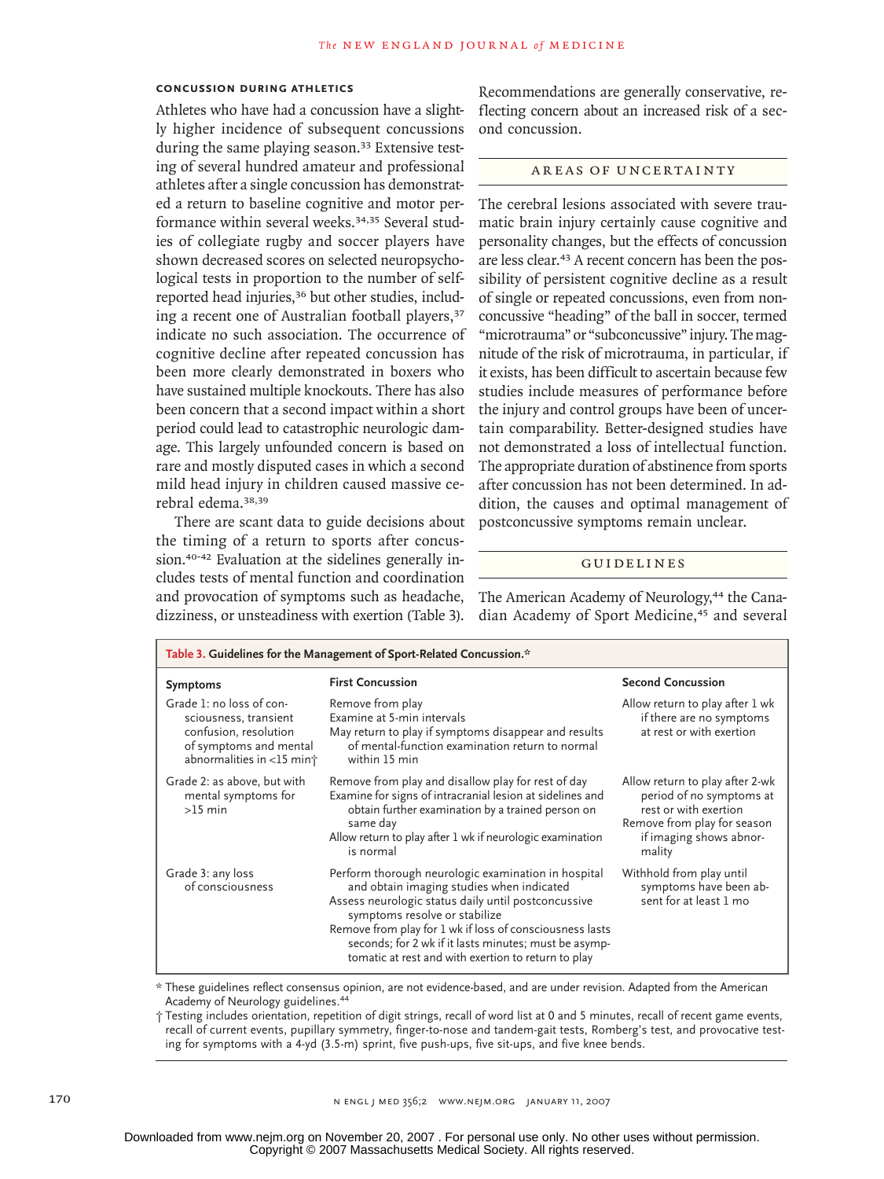### CONCUSSION DURING ATHLETICS

Athletes who have had a concussion have a slightly higher incidence of subsequent concussions during the same playing season.[33] Extensive testing of several hundred amateur and professional athletes after a single concussion has demonstrated a return to baseline cognitive and motor performance within several weeks.[34,35] Several studies of collegiate rugby and soccer players have shown decreased scores on selected neuropsychological tests in proportion to the number of self-reported head injuries,[36] but other studies, including a recent one of Australian football players,[37] indicate no such association. The occurrence of cognitive decline after repeated concussion has been more clearly demonstrated in boxers who have sustained multiple knockouts. There has also been concern that a second impact within a short period could lead to catastrophic neurologic damage. This largely unfounded concern is based on rare and mostly disputed cases in which a second mild head injury in children caused massive cerebral edema.[38,39]

There are scant data to guide decisions about the timing of a return to sports after concussion.[40-42] Evaluation at the sidelines generally includes tests of mental function and coordination and provocation of symptoms such as headache, dizziness, or unsteadiness with exertion (Table 3). Recommendations are generally conservative, reflecting concern about an increased risk of a second concussion.

## AREAS OF UNCERTAINTY

The cerebral lesions associated with severe traumatic brain injury certainly cause cognitive and personality changes, but the effects of concussion are less clear.[43] A recent concern has been the possibility of persistent cognitive decline as a result of single or repeated concussions, even from nonconcussive "heading" of the ball in soccer, termed "microtrauma" or "subconcussive" injury. The magnitude of the risk of microtrauma, in particular, if it exists, has been difficult to ascertain because few studies include measures of performance before the injury and control groups have been of uncertain comparability. Better-designed studies have not demonstrated a loss of intellectual function. The appropriate duration of abstinence from sports after concussion has not been determined. In addition, the causes and optimal management of postconcussive symptoms remain unclear.

## GUIDELINES

The American Academy of Neurology,[44] the Canadian Academy of Sport Medicine,[45] and several

**Table 3. Guidelines for the Management of Sport-Related Concussion.***

| Symptoms | First Concussion | Second Concussion |
|---|---|---|
| Grade 1: no loss of consciousness, transient confusion, resolution of symptoms and mental abnormalities in <15 min† | Remove from play<br>Examine at 5-min intervals<br>May return to play if symptoms disappear and results of mental-function examination return to normal within 15 min | Allow return to play after 1 wk if there are no symptoms at rest or with exertion |
| Grade 2: as above, but with mental symptoms for >15 min | Remove from play and disallow play for rest of day<br>Examine for signs of intracranial lesion at sidelines and obtain further examination by a trained person on same day<br>Allow return to play after 1 wk if neurologic examination is normal | Allow return to play after 2-wk period of no symptoms at rest or with exertion<br>Remove from play for season if imaging shows abnormality |
| Grade 3: any loss of consciousness | Perform thorough neurologic examination in hospital and obtain imaging studies when indicated<br>Assess neurologic status daily until postconcussive symptoms resolve or stabilize<br>Remove from play for 1 wk if loss of consciousness lasts seconds; for 2 wk if it lasts minutes; must be asymptomatic at rest and with exertion to return to play | Withhold from play until symptoms have been absent for at least 1 mo |

\* These guidelines reflect consensus opinion, are not evidence-based, and are under revision. Adapted from the American Academy of Neurology guidelines.[44]

† Testing includes orientation, repetition of digit strings, recall of word list at 0 and 5 minutes, recall of recent game events, recall of current events, pupillary symmetry, finger-to-nose and tandem-gait tests, Romberg's test, and provocative testing for symptoms with a 4-yd (3.5-m) sprint, five push-ups, five sit-ups, and five knee bends.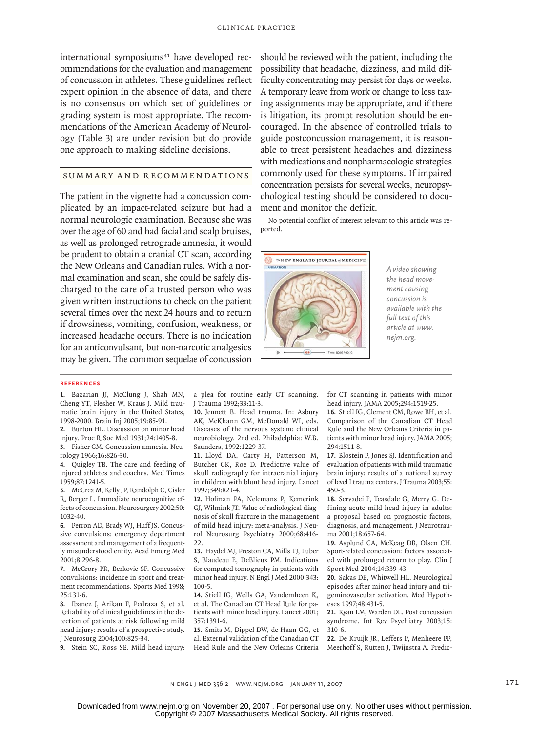international symposiums[41] have developed recommendations for the evaluation and management of concussion in athletes. These guidelines reflect expert opinion in the absence of data, and there is no consensus on which set of guidelines or grading system is most appropriate. The recommendations of the American Academy of Neurology (Table 3) are under revision but do provide one approach to making sideline decisions.

## SUMMARY AND RECOMMENDATIONS

The patient in the vignette had a concussion complicated by an impact-related seizure but had a normal neurologic examination. Because she was over the age of 60 and had facial and scalp bruises, as well as prolonged retrograde amnesia, it would be prudent to obtain a cranial CT scan, according the New Orleans and Canadian rules. With a normal examination and scan, she could be safely discharged to the care of a trusted person who was given written instructions to check on the patient several times over the next 24 hours and to return if drowsiness, vomiting, confusion, weakness, or increased headache occurs. There is no indication for an anticonvulsant, but non-narcotic analgesics may be given. The common sequelae of concussion should be reviewed with the patient, including the possibility that headache, dizziness, and mild difficulty concentrating may persist for days or weeks. A temporary leave from work or change to less taxing assignments may be appropriate, and if there is litigation, its prompt resolution should be encouraged. In the absence of controlled trials to guide postconcussion management, it is reasonable to treat persistent headaches and dizziness with medications and nonpharmacologic strategies commonly used for these symptoms. If impaired concentration persists for several weeks, neuropsychological testing should be considered to document and monitor the deficit.

No potential conflict of interest relevant to this article was reported.

*A video showing the head movement causing concussion is available with the full text of this article at www.nejm.org.*

## REFERENCES

1. Bazarian JJ, McClung J, Shah MN, Cheng YT, Flesher W, Kraus J. Mild traumatic brain injury in the United States, 1998-2000. Brain Inj 2005;19:85-91.
2. Burton HL. Discussion on minor head injury. Proc R Soc Med 1931;24:1405-8.
3. Fisher CM. Concussion amnesia. Neurology 1966;16:826-30.
4. Quigley TB. The care and feeding of injured athletes and coaches. Med Times 1959;87:1241-5.
5. McCrea M, Kelly JP, Randolph C, Cisler R, Berger L. Immediate neurocognitive effects of concussion. Neurosurgery 2002;50:1032-40.
6. Perron AD, Brady WJ, Huff JS. Concussive convulsions: emergency department assessment and management of a frequently misunderstood entity. Acad Emerg Med 2001;8:296-8.
7. McCrory PR, Berkovic SF. Concussive convulsions: incidence in sport and treatment recommendations. Sports Med 1998; 25:131-6.
8. Ibanez J, Arikan F, Pedraza S, et al. Reliability of clinical guidelines in the detection of patients at risk following mild head injury: results of a prospective study. J Neurosurg 2004;100:825-34.
9. Stein SC, Ross SE. Mild head injury: a plea for routine early CT scanning. J Trauma 1992;33:11-3.
10. Jennett B. Head trauma. In: Asbury AK, McKhann GM, McDonald WI, eds. Diseases of the nervous system: clinical neurobiology. 2nd ed. Philadelphia: W.B. Saunders, 1992:1229-37.
11. Lloyd DA, Carty H, Patterson M, Butcher CK, Roe D. Predictive value of skull radiography for intracranial injury in children with blunt head injury. Lancet 1997;349:821-4.
12. Hofman PA, Nelemans P, Kemerink GJ, Wilmink JT. Value of radiological diagnosis of skull fracture in the management of mild head injury: meta-analysis. J Neurol Neurosurg Psychiatry 2000;68:416-22.
13. Haydel MJ, Preston CA, Mills TJ, Luber S, Blaudeau E, DeBlieux PM. Indications for computed tomography in patients with minor head injury. N Engl J Med 2000;343:100-5.
14. Stiell IG, Wells GA, Vandemheen K, et al. The Canadian CT Head Rule for patients with minor head injury. Lancet 2001; 357:1391-6.
15. Smits M, Dippel DW, de Haan GG, et al. External validation of the Canadian CT Head Rule and the New Orleans Criteria for CT scanning in patients with minor head injury. JAMA 2005;294:1519-25.
16. Stiell IG, Clement CM, Rowe BH, et al. Comparison of the Canadian CT Head Rule and the New Orleans Criteria in patients with minor head injury. JAMA 2005; 294:1511-8.
17. Blostein P, Jones SJ. Identification and evaluation of patients with mild traumatic brain injury: results of a national survey of level I trauma centers. J Trauma 2003;55:450-3.
18. Servadei F, Teasdale G, Merry G. Defining acute mild head injury in adults: a proposal based on prognostic factors, diagnosis, and management. J Neurotrauma 2001;18:657-64.
19. Asplund CA, McKeag DB, Olsen CH. Sport-related concussion: factors associated with prolonged return to play. Clin J Sport Med 2004;14:339-43.
20. Sakas DE, Whitwell HL. Neurological episodes after minor head injury and trigeminovascular activation. Med Hypotheses 1997;48:431-5.
21. Ryan LM, Warden DL. Post concussion syndrome. Int Rev Psychiatry 2003;15:310-6.
22. De Kruijk JR, Leffers P, Menheere PP, Meerhoff S, Rutten J, Twijnstra A. Predic-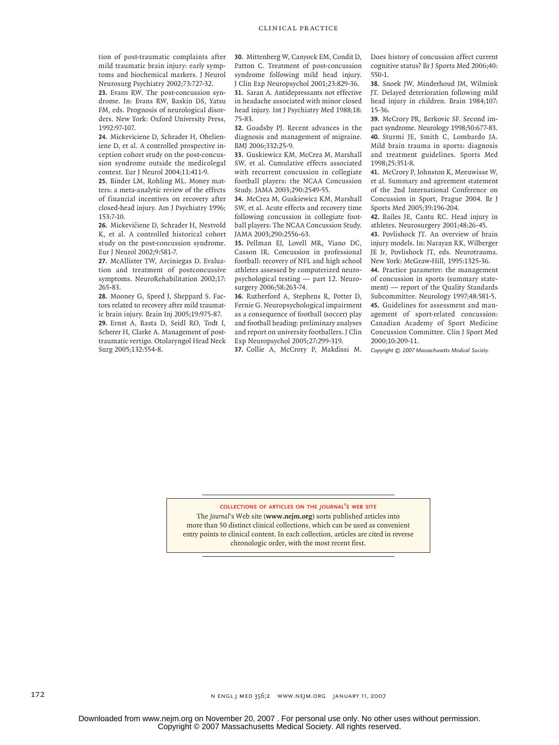tion of post-traumatic complaints after mild traumatic brain injury: early symptoms and biochemical markers. J Neurol Neurosurg Psychiatry 2002;73:727-32.

**23.** Evans RW. The post-concussion syndrome. In: Evans RW, Baskin DS, Yatsu FM, eds. Prognosis of neurological disorders. New York: Oxford University Press, 1992:97-107.

**24.** Mickeviciene D, Schrader H, Obelieniene D, et al. A controlled prospective inception cohort study on the post-concussion syndrome outside the medicolegal context. Eur J Neurol 2004;11:411-9.

**25.** Binder LM, Rohling ML. Money matters: a meta-analytic review of the effects of financial incentives on recovery after closed-head injury. Am J Psychiatry 1996; 153:7-10.

**26.** Mickevičiene D, Schrader H, Nestvold K, et al. A controlled historical cohort study on the post-concussion syndrome. Eur J Neurol 2002;9:581-7.

**27.** McAllister TW, Arciniegas D. Evaluation and treatment of postconcussive symptoms. NeuroRehabilitation 2002;17: 265-83.

**28.** Mooney G, Speed J, Sheppard S. Factors related to recovery after mild traumatic brain injury. Brain Inj 2005;19:975-87.

**29.** Ernst A, Basta D, Seidl RO, Todt I, Scherer H, Clarke A. Management of posttraumatic vertigo. Otolaryngol Head Neck Surg 2005;132:554-8.

**30.** Mittenberg W, Canyock EM, Condit D, Patton C. Treatment of post-concussion syndrome following mild head injury. J Clin Exp Neuropsychol 2001;23:829-36.

**31.** Saran A. Antidepressants not effective in headache associated with minor closed head injury. Int J Psychiatry Med 1988;18: 75-83.

**32.** Goadsby PJ. Recent advances in the diagnosis and management of migraine. BMJ 2006;332:25-9.

**33.** Guskiewicz KM, McCrea M, Marshall SW, et al. Cumulative effects associated with recurrent concussion in collegiate football players: the NCAA Concussion Study. JAMA 2003;290:2549-55.

**34.** McCrea M, Guskiewicz KM, Marshall SW, et al. Acute effects and recovery time following concussion in collegiate football players: The NCAA Concussion Study. JAMA 2003;290:2556-63.

**35.** Pellman EJ, Lovell MR, Viano DC, Casson IR. Concussion in professional football: recovery of NFL and high school athletes assessed by computerized neuropsychological testing — part 12. Neurosurgery 2006;58:263-74.

**36.** Rutherford A, Stephens R, Potter D, Fernie G. Neuropsychological impairment as a consequence of football (soccer) play and football heading: preliminary analyses and report on university footballers. J Clin Exp Neuropsychol 2005;27:299-319.

**37.** Collie A, McCrory P, Makdissi M. Does history of concussion affect current cognitive status? Br J Sports Med 2006;40: 550-1.

**38.** Snoek JW, Minderhoud JM, Wilmink JT. Delayed deterioration following mild head injury in children. Brain 1984;107: 15-36.

**39.** McCrory PR, Berkovic SF. Second impact syndrome. Neurology 1998;50:677-83.

**40.** Sturmi JE, Smith C, Lombardo JA. Mild brain trauma in sports: diagnosis and treatment guidelines. Sports Med 1998;25:351-8.

**41.** McCrory P, Johnston K, Meeuwisse W, et al. Summary and agreement statement of the 2nd International Conference on Concussion in Sport, Prague 2004. Br J Sports Med 2005;39:196-204.

**42.** Bailes JE, Cantu RC. Head injury in athletes. Neurosurgery 2001;48:26-45.

**43.** Povlishock JT. An overview of brain injury models. In: Narayan RK, Wilberger JE Jr, Povlishock JT, eds. Neurotrauma. New York: McGraw-Hill, 1995:1325-36.

**44.** Practice parameter: the management of concussion in sports (summary statement) — report of the Quality Standards Subcommittee. Neurology 1997;48:581-5.

**45.** Guidelines for assessment and management of sport-related concussion: Canadian Academy of Sport Medicine Concussion Committee. Clin J Sport Med 2000;10:209-11.

*Copyright © 2007 Massachusetts Medical Society.*

**COLLECTIONS OF ARTICLES ON THE *JOURNAL*'S WEB SITE**

The *Journal*'s Web site (**www.nejm.org**) sorts published articles into more than 50 distinct clinical collections, which can be used as convenient entry points to clinical content. In each collection, articles are cited in reverse chronologic order, with the most recent first.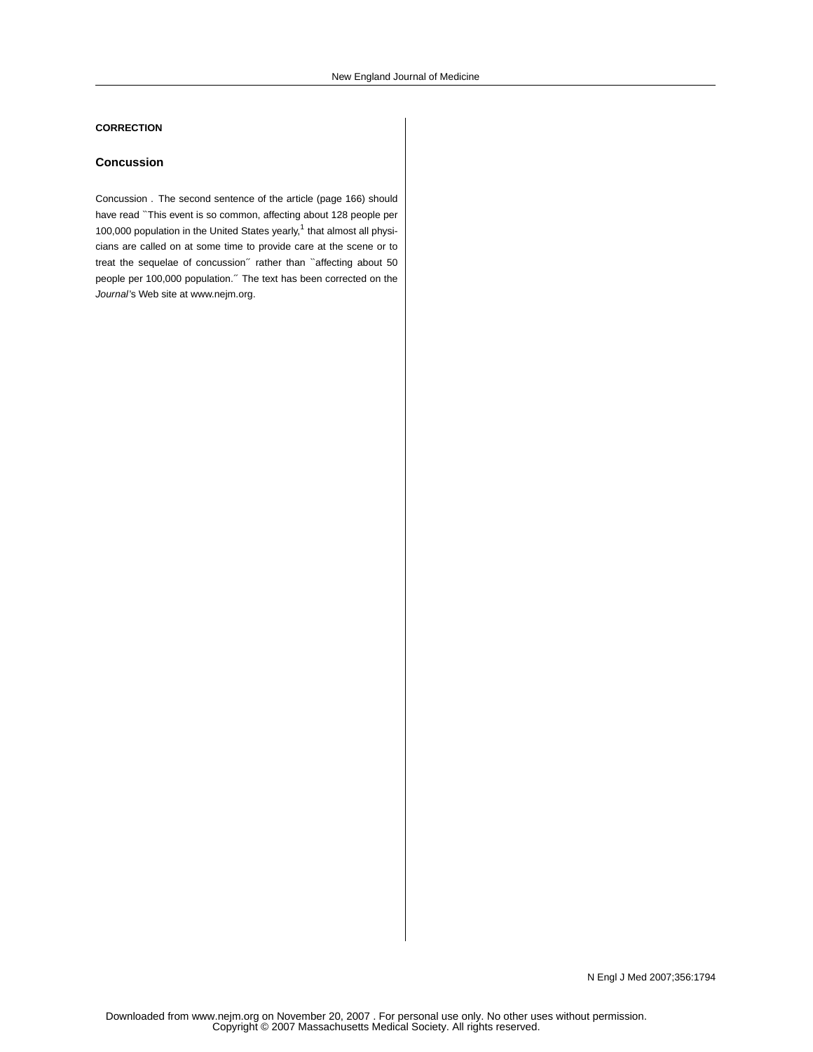**CORRECTION**

## Concussion

Concussion . The second sentence of the article (page 166) should have read ``This event is so common, affecting about 128 people per 100,000 population in the United States yearly,[1] that almost all physicians are called on at some time to provide care at the scene or to treat the sequelae of concussion˝ rather than ``affecting about 50 people per 100,000 population.˝ The text has been corrected on the *Journal*'s Web site at www.nejm.org.

Downloaded from www.nejm.org on November 20, 2007 . For personal use only. No other uses without permission.
Copyright © 2007 Massachusetts Medical Society. All rights reserved.